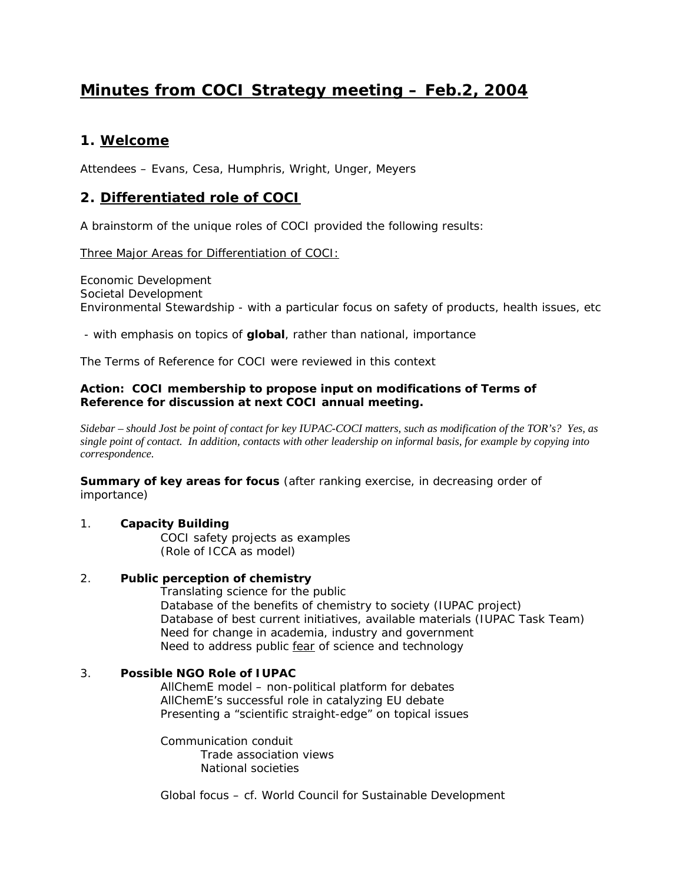# Minutes from COCI Strategy meeting – Feb.2, 2004

## 1. Welcome

Attendees – Evans, Cesa, Humphris, Wright, Unger, Meyers

## 2. Differentiated role of COCI

A brainstorm of the unique roles of COCI provided the following results:

<u>Three Major Areas for Differentiation of COCI:</u>

Economic Development
Societal Development
Environmental Stewardship - with a particular focus on safety of products, health issues, etc

- with emphasis on topics of **global**, rather than national, importance

The Terms of Reference for COCI were reviewed in this context

**Action: COCI membership to propose input on modifications of Terms of Reference for discussion at next COCI annual meeting.**

*Sidebar – should Jost be point of contact for key IUPAC-COCI matters, such as modification of the TOR's? Yes, as single point of contact. In addition, contacts with other leadership on informal basis, for example by copying into correspondence.*

**Summary of key areas for focus** (after ranking exercise, in decreasing order of importance)

1. **Capacity Building**
   - COCI safety projects as examples
   - (Role of ICCA as model)

2. **Public perception of chemistry**
   - Translating science for the public
   - Database of the benefits of chemistry to society (IUPAC project)
   - Database of best current initiatives, available materials (IUPAC Task Team)
   - Need for change in academia, industry and government
   - Need to address public <u>fear</u> of science and technology

3. **Possible NGO Role of IUPAC**
   - AllChemE model – non-political platform for debates
   - AllChemE's successful role in catalyzing EU debate
   - Presenting a "scientific straight-edge" on topical issues

   - Communication conduit
     - Trade association views
     - National societies

   - Global focus – cf. World Council for Sustainable Development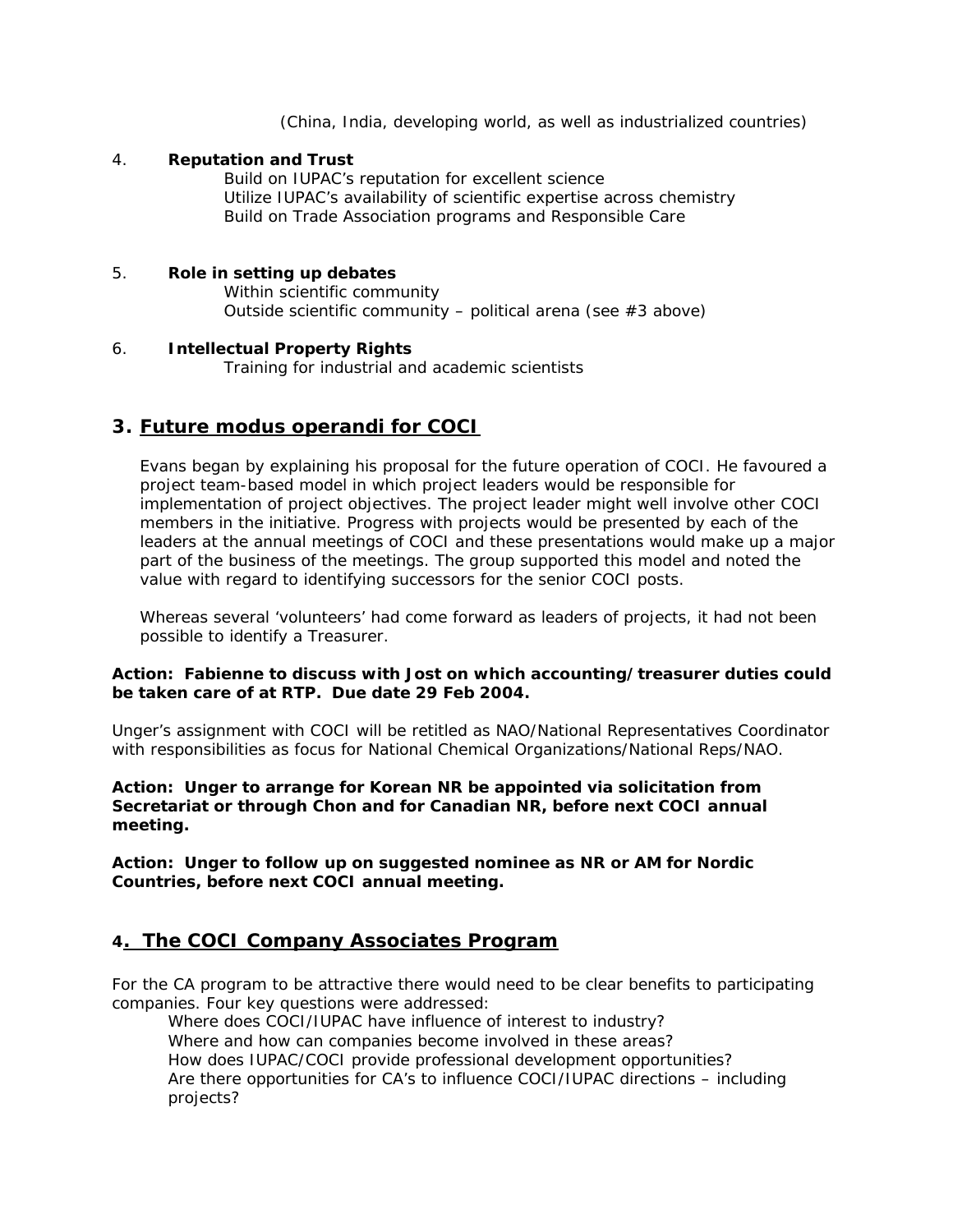(China, India, developing world, as well as industrialized countries)

4. **Reputation and Trust**

    Build on IUPAC's reputation for excellent science
    Utilize IUPAC's availability of scientific expertise across chemistry
    Build on Trade Association programs and Responsible Care

5. **Role in setting up debates**

    Within scientific community
    Outside scientific community – political arena (see #3 above)

6. **Intellectual Property Rights**

    Training for industrial and academic scientists

## 3. Future modus operandi for COCI

Evans began by explaining his proposal for the future operation of COCI. He favoured a project team-based model in which project leaders would be responsible for implementation of project objectives. The project leader might well involve other COCI members in the initiative. Progress with projects would be presented by each of the leaders at the annual meetings of COCI and these presentations would make up a major part of the business of the meetings. The group supported this model and noted the value with regard to identifying successors for the senior COCI posts.

Whereas several 'volunteers' had come forward as leaders of projects, it had not been possible to identify a Treasurer.

**Action: Fabienne to discuss with Jost on which accounting/treasurer duties could be taken care of at RTP. Due date 29 Feb 2004.**

Unger's assignment with COCI will be retitled as NAO/National Representatives Coordinator with responsibilities as focus for National Chemical Organizations/National Reps/NAO.

**Action: Unger to arrange for Korean NR be appointed via solicitation from Secretariat or through Chon and for Canadian NR, before next COCI annual meeting.**

**Action: Unger to follow up on suggested nominee as NR or AM for Nordic Countries, before next COCI annual meeting.**

## 4. The COCI Company Associates Program

For the CA program to be attractive there would need to be clear benefits to participating companies. Four key questions were addressed:

Where does COCI/IUPAC have influence of interest to industry?
Where and how can companies become involved in these areas?
How does IUPAC/COCI provide professional development opportunities?
Are there opportunities for CA's to influence COCI/IUPAC directions – including projects?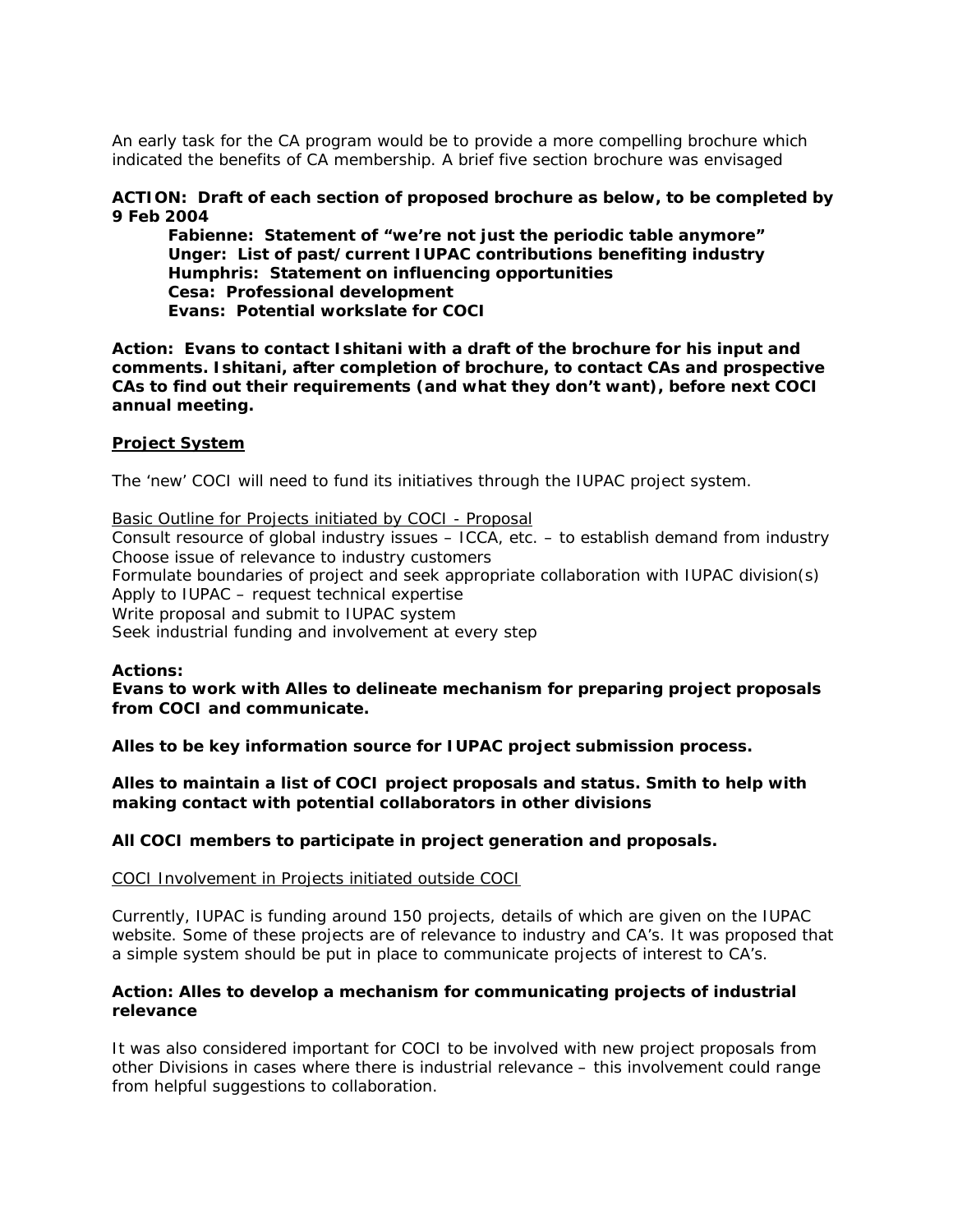An early task for the CA program would be to provide a more compelling brochure which indicated the benefits of CA membership. A brief five section brochure was envisaged

**ACTION: Draft of each section of proposed brochure as below, to be completed by 9 Feb 2004**

> **Fabienne: Statement of "we're not just the periodic table anymore"**
> **Unger: List of past/current IUPAC contributions benefiting industry**
> **Humphris: Statement on influencing opportunities**
> **Cesa: Professional development**
> **Evans: Potential workslate for COCI**

**Action: Evans to contact Ishitani with a draft of the brochure for his input and comments. Ishitani, after completion of brochure, to contact CAs and prospective CAs to find out their requirements (and what they don't want), before next COCI annual meeting.**

## Project System

The 'new' COCI will need to fund its initiatives through the IUPAC project system.

Basic Outline for Projects initiated by COCI - Proposal

Consult resource of global industry issues – ICCA, etc. – to establish demand from industry
Choose issue of relevance to industry customers
Formulate boundaries of project and seek appropriate collaboration with IUPAC division(s)
Apply to IUPAC – request technical expertise
Write proposal and submit to IUPAC system
Seek industrial funding and involvement at every step

**Actions:**
**Evans to work with Alles to delineate mechanism for preparing project proposals from COCI and communicate.**

**Alles to be key information source for IUPAC project submission process.**

**Alles to maintain a list of COCI project proposals and status. Smith to help with making contact with potential collaborators in other divisions**

**All COCI members to participate in project generation and proposals.**

COCI Involvement in Projects initiated outside COCI

Currently, IUPAC is funding around 150 projects, details of which are given on the IUPAC website. Some of these projects are of relevance to industry and CA's. It was proposed that a simple system should be put in place to communicate projects of interest to CA's.

**Action: Alles to develop a mechanism for communicating projects of industrial relevance**

It was also considered important for COCI to be involved with new project proposals from other Divisions in cases where there is industrial relevance – this involvement could range from helpful suggestions to collaboration.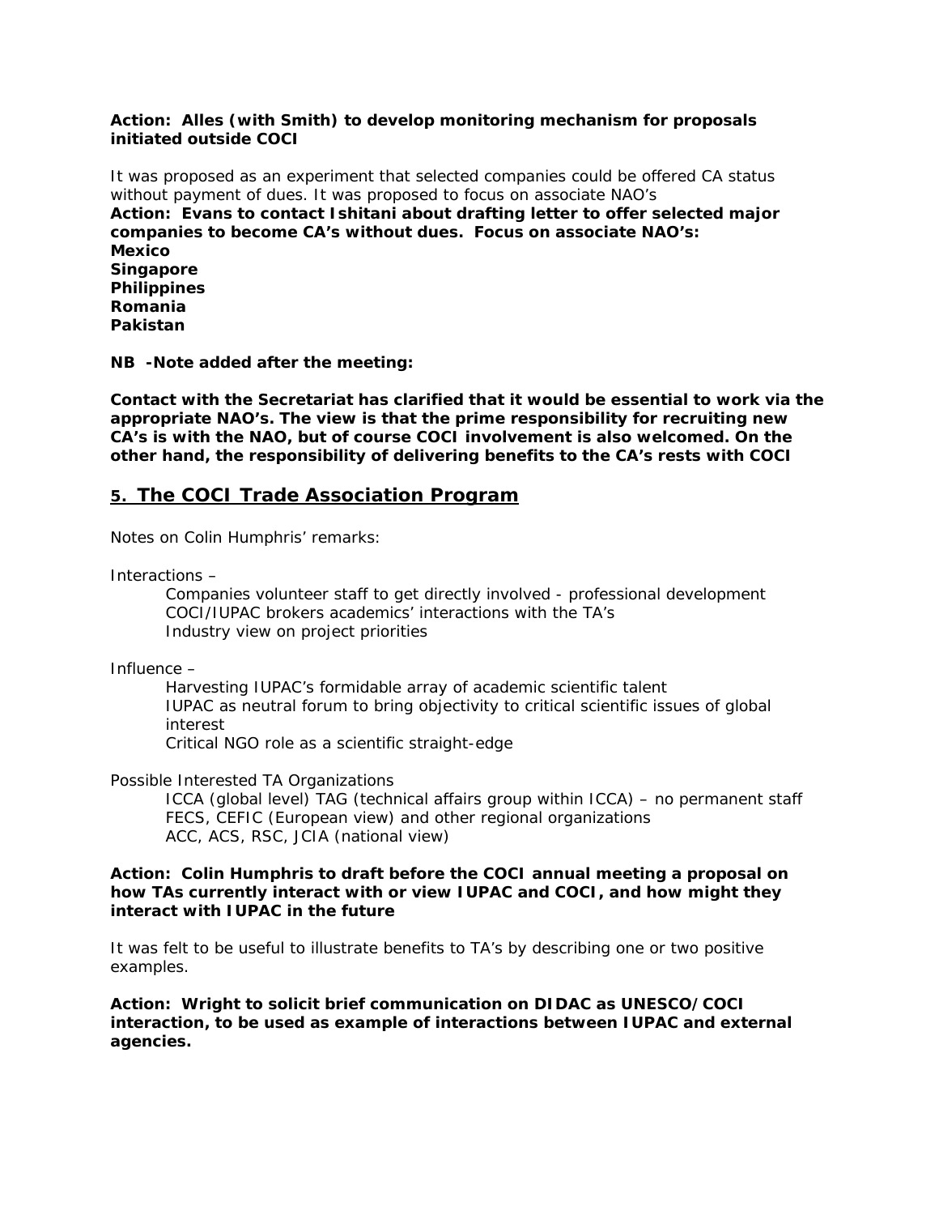**Action: Alles (with Smith) to develop monitoring mechanism for proposals initiated outside COCI**

It was proposed as an experiment that selected companies could be offered CA status without payment of dues. It was proposed to focus on associate NAO's

**Action: Evans to contact Ishitani about drafting letter to offer selected major companies to become CA's without dues. Focus on associate NAO's:**
**Mexico**
**Singapore**
**Philippines**
**Romania**
**Pakistan**

**NB -Note added after the meeting:**

**Contact with the Secretariat has clarified that it would be essential to work via the appropriate NAO's. The view is that the prime responsibility for recruiting new CA's is with the NAO, but of course COCI involvement is also welcomed. On the other hand, the responsibility of delivering benefits to the CA's rests with COCI**

## 5. The COCI Trade Association Program

Notes on Colin Humphris' remarks:

Interactions –

- Companies volunteer staff to get directly involved - professional development
- COCI/IUPAC brokers academics' interactions with the TA's
- Industry view on project priorities

Influence –

- Harvesting IUPAC's formidable array of academic scientific talent
- IUPAC as neutral forum to bring objectivity to critical scientific issues of global interest
- Critical NGO role as a scientific straight-edge

Possible Interested TA Organizations

- ICCA (global level) TAG (technical affairs group within ICCA) – no permanent staff
- FECS, CEFIC (European view) and other regional organizations
- ACC, ACS, RSC, JCIA (national view)

**Action: Colin Humphris to draft before the COCI annual meeting a proposal on how TAs currently interact with or view IUPAC and COCI, and how might they interact with IUPAC in the future**

It was felt to be useful to illustrate benefits to TA's by describing one or two positive examples.

**Action: Wright to solicit brief communication on DIDAC as UNESCO/COCI interaction, to be used as example of interactions between IUPAC and external agencies.**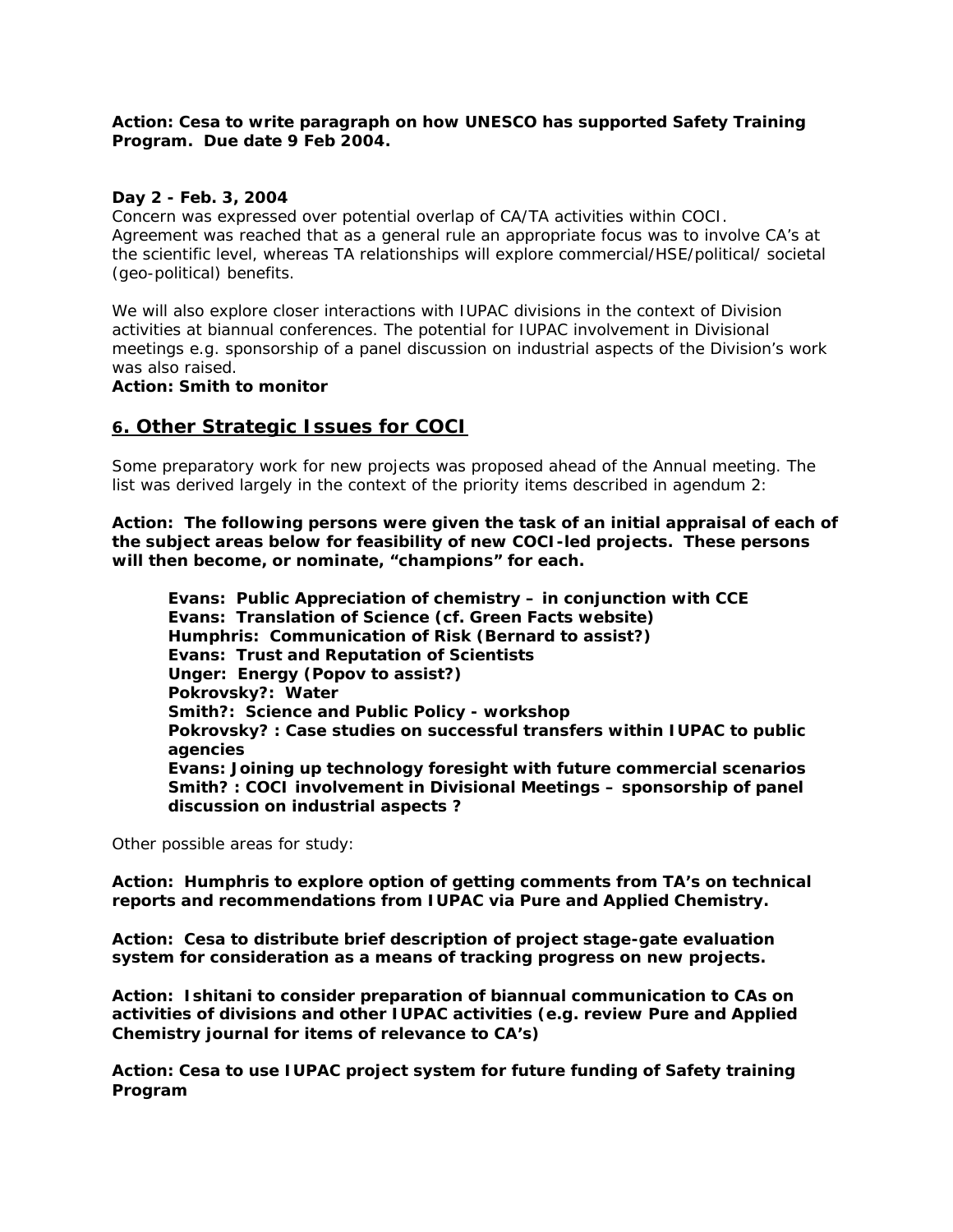**Action: Cesa to write paragraph on how UNESCO has supported Safety Training Program. Due date 9 Feb 2004.**

**Day 2 - Feb. 3, 2004**

Concern was expressed over potential overlap of CA/TA activities within COCI. Agreement was reached that as a general rule an appropriate focus was to involve CA's at the scientific level, whereas TA relationships will explore commercial/HSE/political/ societal (geo-political) benefits.

We will also explore closer interactions with IUPAC divisions in the context of Division activities at biannual conferences. The potential for IUPAC involvement in Divisional meetings e.g. sponsorship of a panel discussion on industrial aspects of the Division's work was also raised.

**Action: Smith to monitor**

## 6. Other Strategic Issues for COCI

Some preparatory work for new projects was proposed ahead of the Annual meeting. The list was derived largely in the context of the priority items described in agendum 2:

**Action: The following persons were given the task of an initial appraisal of each of the subject areas below for feasibility of new COCI-led projects. These persons will then become, or nominate, "champions" for each.**

> **Evans: Public Appreciation of chemistry – in conjunction with CCE**
> **Evans: Translation of Science (cf. Green Facts website)**
> **Humphris: Communication of Risk (Bernard to assist?)**
> **Evans: Trust and Reputation of Scientists**
> **Unger: Energy (Popov to assist?)**
> **Pokrovsky?: Water**
> **Smith?: Science and Public Policy - workshop**
> **Pokrovsky? : Case studies on successful transfers within IUPAC to public agencies**
> **Evans: Joining up technology foresight with future commercial scenarios**
> **Smith? : COCI involvement in Divisional Meetings – sponsorship of panel discussion on industrial aspects ?**

Other possible areas for study:

**Action: Humphris to explore option of getting comments from TA's on technical reports and recommendations from IUPAC via Pure and Applied Chemistry.**

**Action: Cesa to distribute brief description of project stage-gate evaluation system for consideration as a means of tracking progress on new projects.**

**Action: Ishitani to consider preparation of biannual communication to CAs on activities of divisions and other IUPAC activities (e.g. review Pure and Applied Chemistry journal for items of relevance to CA's)**

**Action: Cesa to use IUPAC project system for future funding of Safety training Program**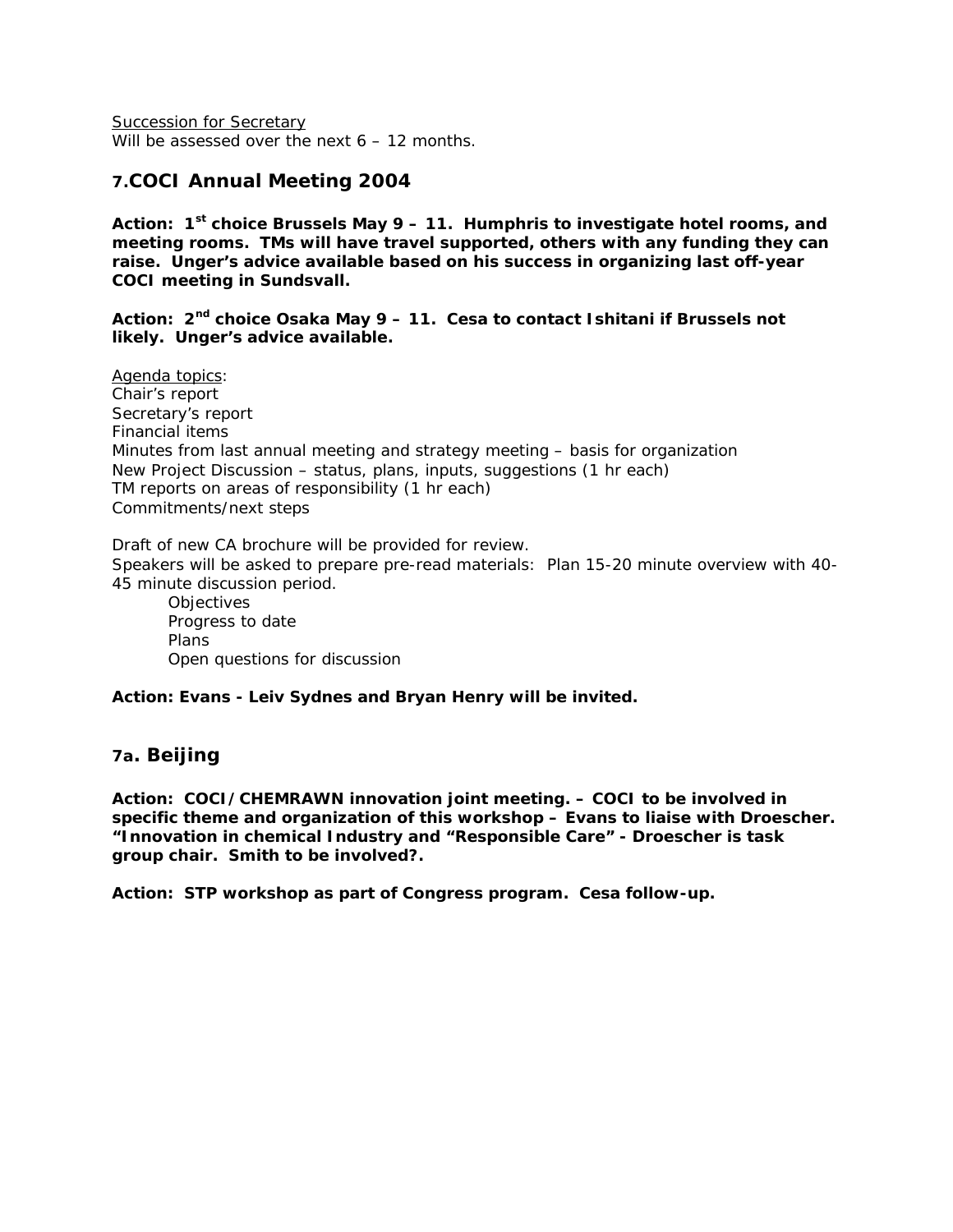Succession for Secretary
Will be assessed over the next 6 – 12 months.

## 7.COCI Annual Meeting 2004

**Action: 1st choice Brussels May 9 – 11. Humphris to investigate hotel rooms, and meeting rooms. TMs will have travel supported, others with any funding they can raise. Unger's advice available based on his success in organizing last off-year COCI meeting in Sundsvall.**

**Action: 2nd choice Osaka May 9 – 11. Cesa to contact Ishitani if Brussels not likely. Unger's advice available.**

Agenda topics:
Chair's report
Secretary's report
Financial items
Minutes from last annual meeting and strategy meeting – basis for organization
New Project Discussion – status, plans, inputs, suggestions (1 hr each)
TM reports on areas of responsibility (1 hr each)
Commitments/next steps

Draft of new CA brochure will be provided for review.
Speakers will be asked to prepare pre-read materials: Plan 15-20 minute overview with 40-45 minute discussion period.

- Objectives
- Progress to date
- Plans
- Open questions for discussion

**Action: Evans - Leiv Sydnes and Bryan Henry will be invited.**

## 7a. Beijing

**Action: COCI/CHEMRAWN innovation joint meeting. – COCI to be involved in specific theme and organization of this workshop – Evans to liaise with Droescher. "Innovation in chemical Industry and "Responsible Care" - Droescher is task group chair. Smith to be involved?.**

**Action: STP workshop as part of Congress program. Cesa follow-up.**